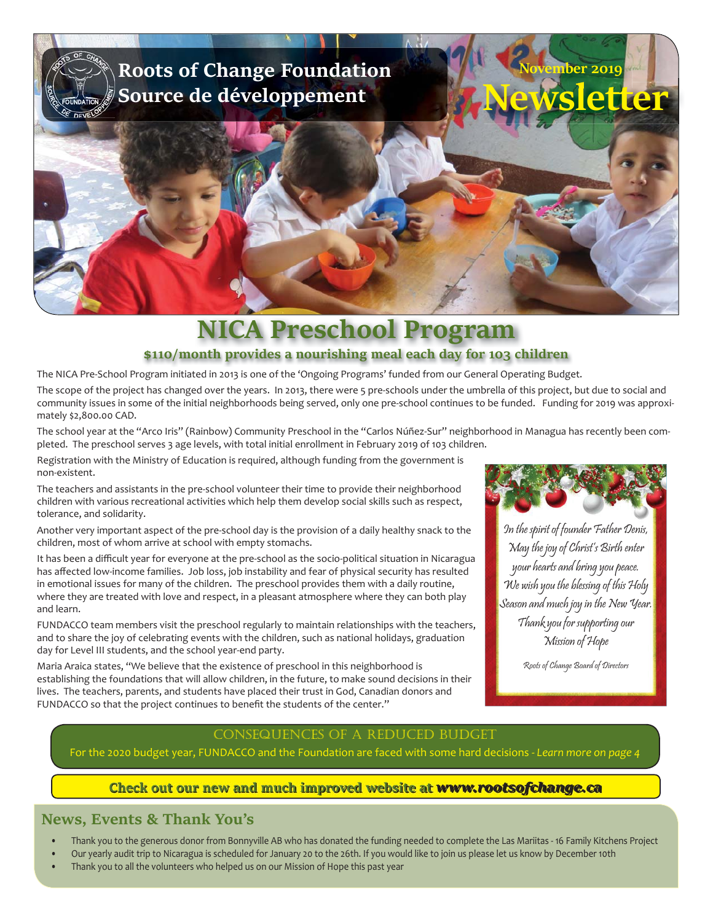# Roots of Change Foundation
# Source de développement

**November 2019**
**Newsletter**

# NICA Preschool Program

## $110/month provides a nourishing meal each day for 103 children

The NICA Pre-School Program initiated in 2013 is one of the 'Ongoing Programs' funded from our General Operating Budget.

The scope of the project has changed over the years. In 2013, there were 5 pre-schools under the umbrella of this project, but due to social and community issues in some of the initial neighborhoods being served, only one pre-school continues to be funded. Funding for 2019 was approximately $2,800.00 CAD.

The school year at the "Arco Iris" (Rainbow) Community Preschool in the "Carlos Núñez-Sur" neighborhood in Managua has recently been completed. The preschool serves 3 age levels, with total initial enrollment in February 2019 of 103 children.

Registration with the Ministry of Education is required, although funding from the government is non-existent.

The teachers and assistants in the pre-school volunteer their time to provide their neighborhood children with various recreational activities which help them develop social skills such as respect, tolerance, and solidarity.

Another very important aspect of the pre-school day is the provision of a daily healthy snack to the children, most of whom arrive at school with empty stomachs.

It has been a difficult year for everyone at the pre-school as the socio-political situation in Nicaragua has affected low-income families. Job loss, job instability and fear of physical security has resulted in emotional issues for many of the children. The preschool provides them with a daily routine, where they are treated with love and respect, in a pleasant atmosphere where they can both play and learn.

FUNDACCO team members visit the preschool regularly to maintain relationships with the teachers, and to share the joy of celebrating events with the children, such as national holidays, graduation day for Level III students, and the school year-end party.

Maria Araica states, "We believe that the existence of preschool in this neighborhood is establishing the foundations that will allow children, in the future, to make sound decisions in their lives. The teachers, parents, and students have placed their trust in God, Canadian donors and FUNDACCO so that the project continues to benefit the students of the center."

*In the spirit of founder Father Denis,*
*May the joy of Christ's Birth enter your hearts and bring you peace.*
*We wish you the blessing of this Holy Season and much joy in the New Year.*
*Thank you for supporting our Mission of Hope*

*Roots of Change Board of Directors*

## Consequences of a Reduced Budget

For the 2020 budget year, FUNDACCO and the Foundation are faced with some hard decisions - *Learn more on page 4*

**Check out our new and much improved website at *www.rootsofchange.ca***

## News, Events & Thank You's

- Thank you to the generous donor from Bonnyville AB who has donated the funding needed to complete the Las Mariitas - 16 Family Kitchens Project
- Our yearly audit trip to Nicaragua is scheduled for January 20 to the 26th. If you would like to join us please let us know by December 10th
- Thank you to all the volunteers who helped us on our Mission of Hope this past year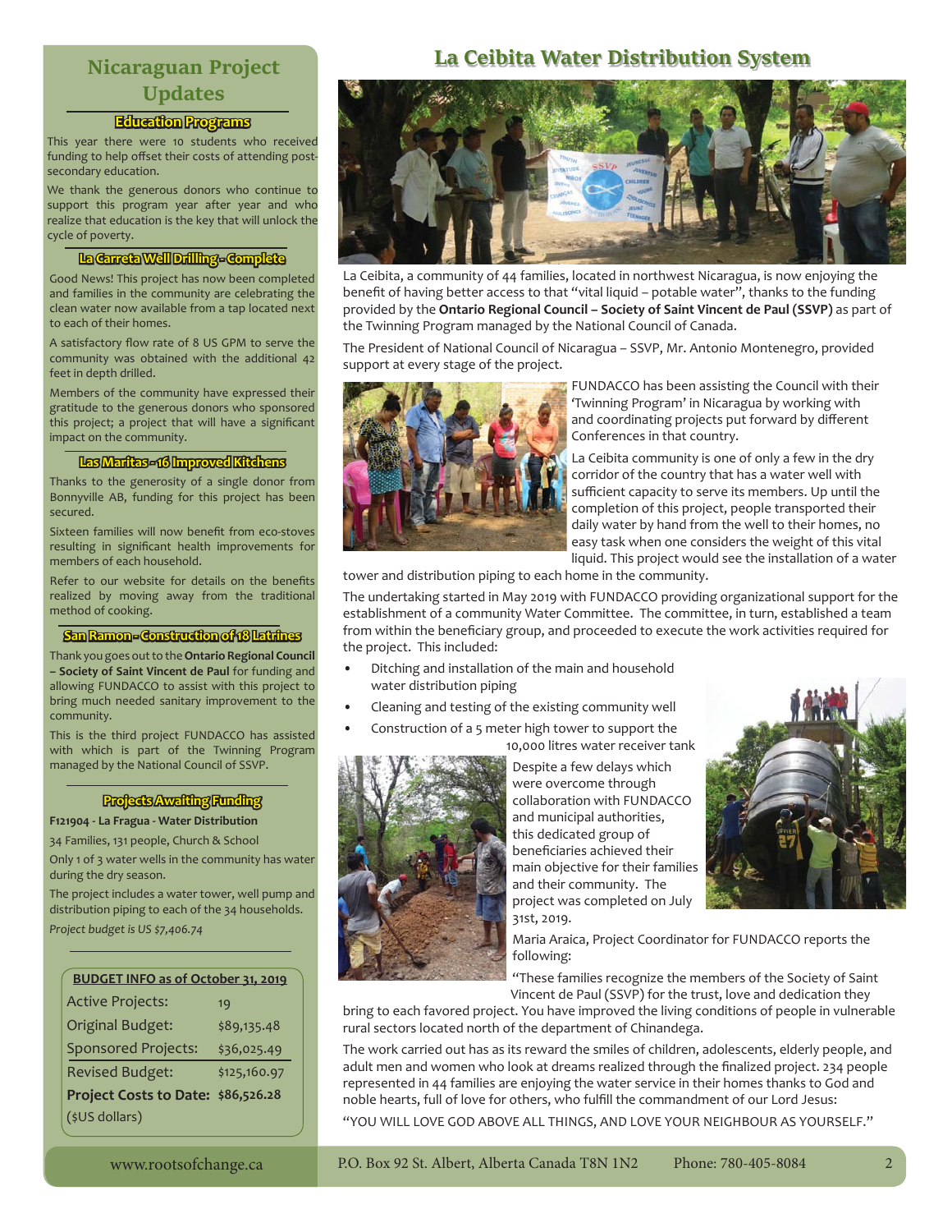## Nicaraguan Project Updates

### Education Programs

This year there were 10 students who received funding to help offset their costs of attending post-secondary education.

We thank the generous donors who continue to support this program year after year and who realize that education is the key that will unlock the cycle of poverty.

### La Carreta Well Drilling - Complete

Good News! This project has now been completed and families in the community are celebrating the clean water now available from a tap located next to each of their homes.

A satisfactory flow rate of 8 US GPM to serve the community was obtained with the additional 42 feet in depth drilled.

Members of the community have expressed their gratitude to the generous donors who sponsored this project; a project that will have a significant impact on the community.

### Las Maritas - 16 Improved Kitchens

Thanks to the generosity of a single donor from Bonnyville AB, funding for this project has been secured.

Sixteen families will now benefit from eco-stoves resulting in significant health improvements for members of each household.

Refer to our website for details on the benefits realized by moving away from the traditional method of cooking.

### San Ramon - Construction of 18 Latrines

Thank you goes out to the **Ontario Regional Council – Society of Saint Vincent de Paul** for funding and allowing FUNDACCO to assist with this project to bring much needed sanitary improvement to the community.

This is the third project FUNDACCO has assisted with which is part of the Twinning Program managed by the National Council of SSVP.

### Projects Awaiting Funding

**F121904 - La Fragua - Water Distribution**

34 Families, 131 people, Church & School

Only 1 of 3 water wells in the community has water during the dry season.

The project includes a water tower, well pump and distribution piping to each of the 34 households.

*Project budget is US $7,406.74*

| BUDGET INFO as of October 31, 2019 | |
|---|---|
| Active Projects: | 19 |
| Original Budget: | $89,135.48 |
| Sponsored Projects: | $36,025.49 |
| Revised Budget: | $125,160.97 |
| **Project Costs to Date:** | **$86,526.28** |
| ($US dollars) | |

## La Ceibita Water Distribution System

La Ceibita, a community of 44 families, located in northwest Nicaragua, is now enjoying the benefit of having better access to that "vital liquid – potable water", thanks to the funding provided by the **Ontario Regional Council – Society of Saint Vincent de Paul (SSVP)** as part of the Twinning Program managed by the National Council of Canada.

The President of National Council of Nicaragua – SSVP, Mr. Antonio Montenegro, provided support at every stage of the project.

FUNDACCO has been assisting the Council with their 'Twinning Program' in Nicaragua by working with and coordinating projects put forward by different Conferences in that country.

La Ceibita community is one of only a few in the dry corridor of the country that has a water well with sufficient capacity to serve its members. Up until the completion of this project, people transported their daily water by hand from the well to their homes, no easy task when one considers the weight of this vital liquid. This project would see the installation of a water tower and distribution piping to each home in the community.

The undertaking started in May 2019 with FUNDACCO providing organizational support for the establishment of a community Water Committee. The committee, in turn, established a team from within the beneficiary group, and proceeded to execute the work activities required for the project. This included:

- Ditching and installation of the main and household water distribution piping
- Cleaning and testing of the existing community well
- Construction of a 5 meter high tower to support the 10,000 litres water receiver tank

Despite a few delays which were overcome through collaboration with FUNDACCO and municipal authorities, this dedicated group of beneficiaries achieved their main objective for their families and their community. The project was completed on July 31st, 2019.

Maria Araica, Project Coordinator for FUNDACCO reports the following:

"These families recognize the members of the Society of Saint Vincent de Paul (SSVP) for the trust, love and dedication they bring to each favored project. You have improved the living conditions of people in vulnerable rural sectors located north of the department of Chinandega.

The work carried out has as its reward the smiles of children, adolescents, elderly people, and adult men and women who look at dreams realized through the finalized project. 234 people represented in 44 families are enjoying the water service in their homes thanks to God and noble hearts, full of love for others, who fulfill the commandment of our Lord Jesus:

"YOU WILL LOVE GOD ABOVE ALL THINGS, AND LOVE YOUR NEIGHBOUR AS YOURSELF."

www.rootsofchange.ca P.O. Box 92 St. Albert, Alberta Canada T8N 1N2 Phone: 780-405-8084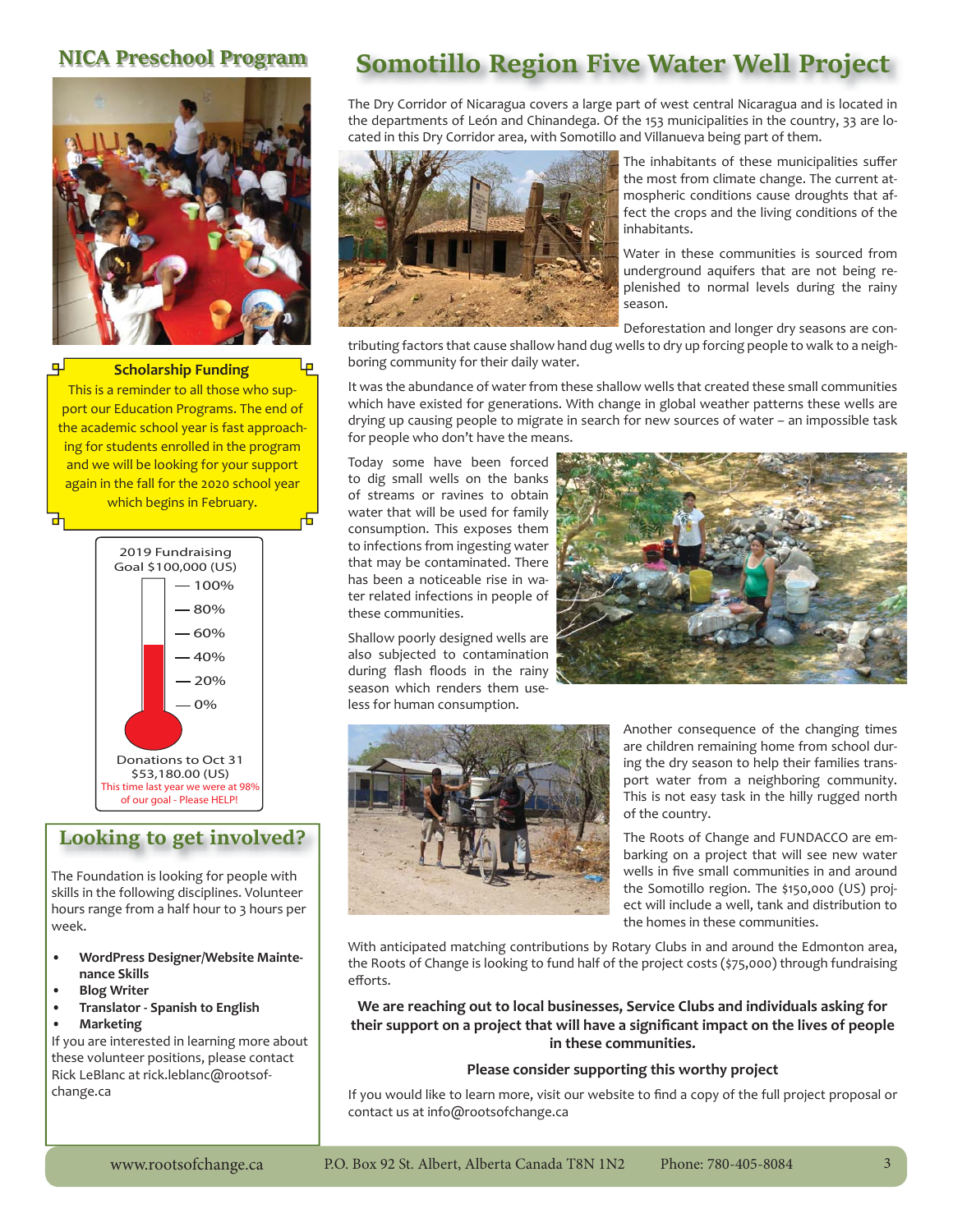## NICA Preschool Program

**Scholarship Funding**

This is a reminder to all those who support our Education Programs. The end of the academic school year is fast approaching for students enrolled in the program and we will be looking for your support again in the fall for the 2020 school year which begins in February.

2019 Fundraising Goal $100,000 (US)

— 100%
— 80%
— 60%
— 40%
— 20%
— 0%

Donations to Oct 31
$53,180.00 (US)
This time last year we were at 98% of our goal - Please HELP!

## Looking to get involved?

The Foundation is looking for people with skills in the following disciplines. Volunteer hours range from a half hour to 3 hours per week.

- **WordPress Designer/Website Maintenance Skills**
- **Blog Writer**
- **Translator - Spanish to English**
- **Marketing**

If you are interested in learning more about these volunteer positions, please contact Rick LeBlanc at rick.leblanc@rootsofchange.ca

# Somotillo Region Five Water Well Project

The Dry Corridor of Nicaragua covers a large part of west central Nicaragua and is located in the departments of León and Chinandega. Of the 153 municipalities in the country, 33 are located in this Dry Corridor area, with Somotillo and Villanueva being part of them.

The inhabitants of these municipalities suffer the most from climate change. The current atmospheric conditions cause droughts that affect the crops and the living conditions of the inhabitants.

Water in these communities is sourced from underground aquifers that are not being replenished to normal levels during the rainy season.

Deforestation and longer dry seasons are contributing factors that cause shallow hand dug wells to dry up forcing people to walk to a neighboring community for their daily water.

It was the abundance of water from these shallow wells that created these small communities which have existed for generations. With change in global weather patterns these wells are drying up causing people to migrate in search for new sources of water – an impossible task for people who don't have the means.

Today some have been forced to dig small wells on the banks of streams or ravines to obtain water that will be used for family consumption. This exposes them to infections from ingesting water that may be contaminated. There has been a noticeable rise in water related infections in people of these communities.

Shallow poorly designed wells are also subjected to contamination during flash floods in the rainy season which renders them useless for human consumption.

Another consequence of the changing times are children remaining home from school during the dry season to help their families transport water from a neighboring community. This is not easy task in the hilly rugged north of the country.

The Roots of Change and FUNDACCO are embarking on a project that will see new water wells in five small communities in and around the Somotillo region. The $150,000 (US) project will include a well, tank and distribution to the homes in these communities.

With anticipated matching contributions by Rotary Clubs in and around the Edmonton area, the Roots of Change is looking to fund half of the project costs ($75,000) through fundraising efforts.

**We are reaching out to local businesses, Service Clubs and individuals asking for their support on a project that will have a significant impact on the lives of people in these communities.**

**Please consider supporting this worthy project**

If you would like to learn more, visit our website to find a copy of the full project proposal or contact us at info@rootsofchange.ca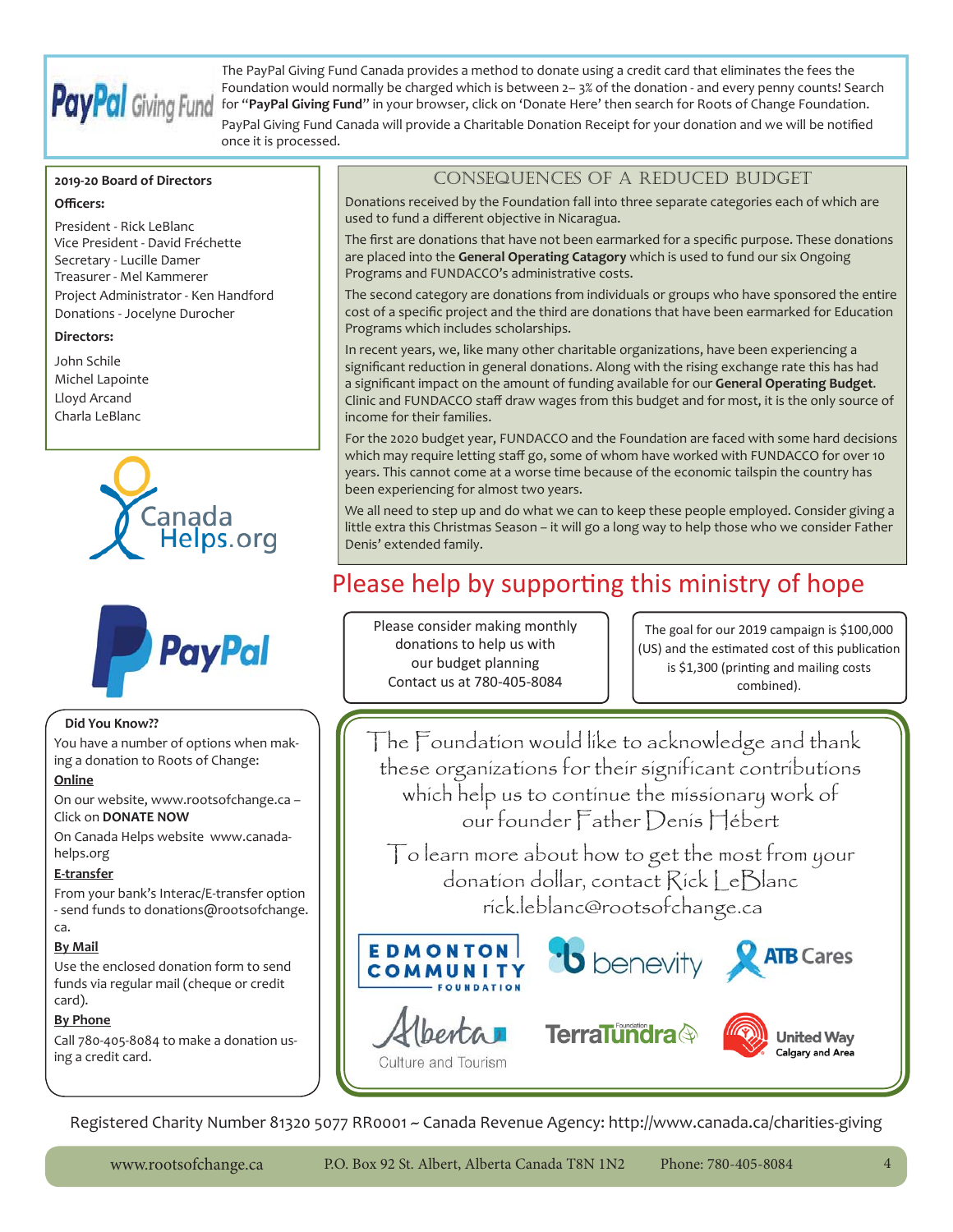PayPal Giving Fund

The PayPal Giving Fund Canada provides a method to donate using a credit card that eliminates the fees the Foundation would normally be charged which is between 2– 3% of the donation - and every penny counts! Search for “**PayPal Giving Fund**” in your browser, click on ‘Donate Here’ then search for Roots of Change Foundation.

PayPal Giving Fund Canada will provide a Charitable Donation Receipt for your donation and we will be notified once it is processed.

**2019-20 Board of Directors**

**Officers:**

President - Rick LeBlanc
Vice President - David Fréchette
Secretary - Lucille Damer
Treasurer - Mel Kammerer
Project Administrator - Ken Handford
Donations - Jocelyne Durocher

**Directors:**

John Schile
Michel Lapointe
Lloyd Arcand
Charla LeBlanc

CanadaHelps.org

PayPal

**Did You Know??**

You have a number of options when making a donation to Roots of Change:

**Online**

On our website, www.rootsofchange.ca – Click on **DONATE NOW**

On Canada Helps website www.canadahelps.org

**E-transfer**

From your bank’s Interac/E-transfer option - send funds to donations@rootsofchange.ca.

**By Mail**

Use the enclosed donation form to send funds via regular mail (cheque or credit card).

**By Phone**

Call 780-405-8084 to make a donation using a credit card.

## Consequences of a Reduced Budget

Donations received by the Foundation fall into three separate categories each of which are used to fund a different objective in Nicaragua.

The first are donations that have not been earmarked for a specific purpose. These donations are placed into the **General Operating Catagory** which is used to fund our six Ongoing Programs and FUNDACCO’s administrative costs.

The second category are donations from individuals or groups who have sponsored the entire cost of a specific project and the third are donations that have been earmarked for Education Programs which includes scholarships.

In recent years, we, like many other charitable organizations, have been experiencing a significant reduction in general donations. Along with the rising exchange rate this has had a significant impact on the amount of funding available for our **General Operating Budget**. Clinic and FUNDACCO staff draw wages from this budget and for most, it is the only source of income for their families.

For the 2020 budget year, FUNDACCO and the Foundation are faced with some hard decisions which may require letting staff go, some of whom have worked with FUNDACCO for over 10 years. This cannot come at a worse time because of the economic tailspin the country has been experiencing for almost two years.

We all need to step up and do what we can to keep these people employed. Consider giving a little extra this Christmas Season – it will go a long way to help those who we consider Father Denis’ extended family.

## Please help by supporting this ministry of hope

Please consider making monthly donations to help us with our budget planning
Contact us at 780-405-8084

The goal for our 2019 campaign is $100,000 (US) and the estimated cost of this publication is $1,300 (printing and mailing costs combined).

The Foundation would like to acknowledge and thank these organizations for their significant contributions which help us to continue the missionary work of our founder Father Denis Hébert

To learn more about how to get the most from your donation dollar, contact Rick LeBlanc
rick.leblanc@rootsofchange.ca

Edmonton Community Foundation
benevity
ATB Cares
Alberta Culture and Tourism
TerraTundra Foundation
United Way Calgary and Area

Registered Charity Number 81320 5077 RR0001 ~ Canada Revenue Agency: http://www.canada.ca/charities-giving

www.rootsofchange.ca P.O. Box 92 St. Albert, Alberta Canada T8N 1N2 Phone: 780-405-8084